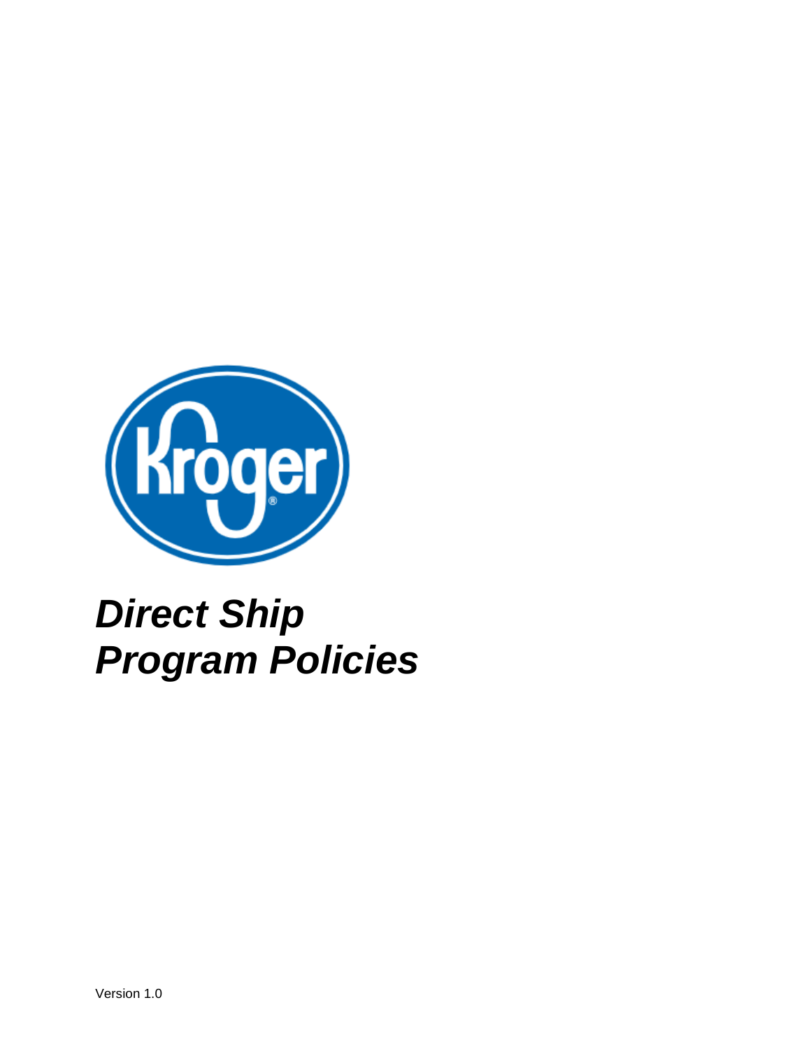# *Direct Ship Program Policies*

Version 1.0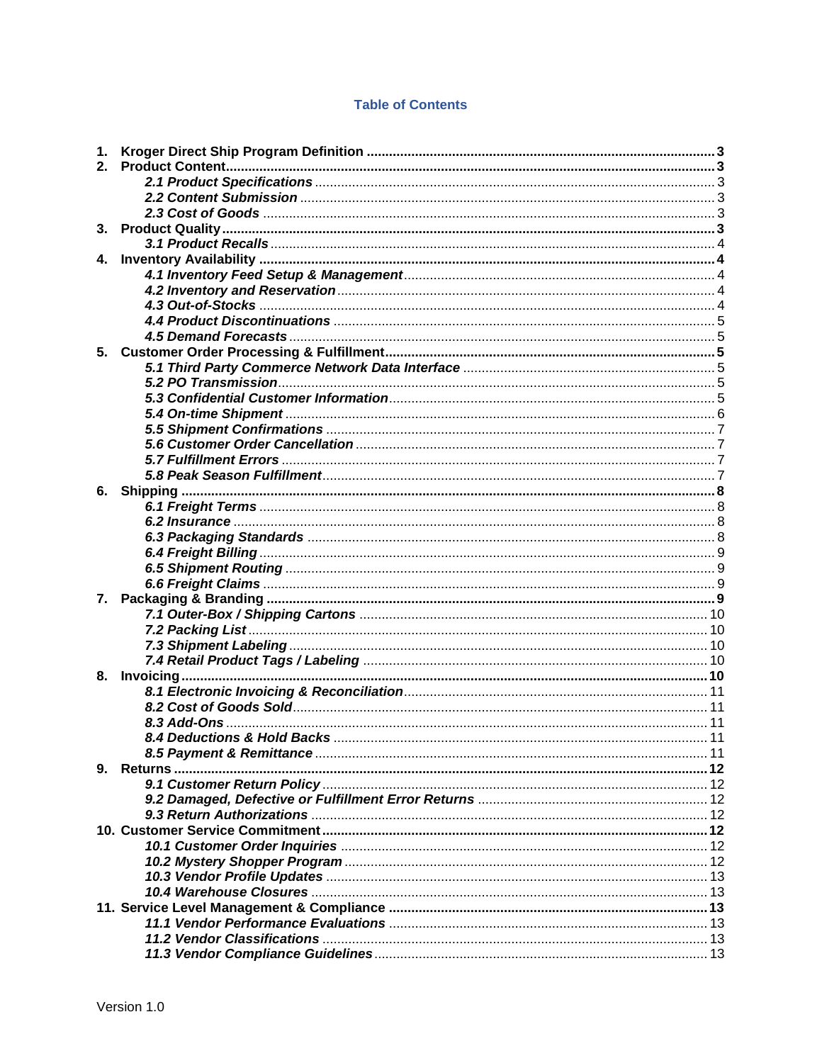## Table of Contents

1. **Kroger Direct Ship Program Definition** .......... 3
2. **Product Content** .......... 3
   - *2.1 Product Specifications* .......... 3
   - *2.2 Content Submission* .......... 3
   - *2.3 Cost of Goods* .......... 3
3. **Product Quality** .......... 3
   - *3.1 Product Recalls* .......... 4
4. **Inventory Availability** .......... 4
   - *4.1 Inventory Feed Setup & Management* .......... 4
   - *4.2 Inventory and Reservation* .......... 4
   - *4.3 Out-of-Stocks* .......... 4
   - *4.4 Product Discontinuations* .......... 5
   - *4.5 Demand Forecasts* .......... 5
5. **Customer Order Processing & Fulfillment** .......... 5
   - *5.1 Third Party Commerce Network Data Interface* .......... 5
   - *5.2 PO Transmission* .......... 5
   - *5.3 Confidential Customer Information* .......... 5
   - *5.4 On-time Shipment* .......... 6
   - *5.5 Shipment Confirmations* .......... 7
   - *5.6 Customer Order Cancellation* .......... 7
   - *5.7 Fulfillment Errors* .......... 7
   - *5.8 Peak Season Fulfillment* .......... 7
6. **Shipping** .......... 8
   - *6.1 Freight Terms* .......... 8
   - *6.2 Insurance* .......... 8
   - *6.3 Packaging Standards* .......... 8
   - *6.4 Freight Billing* .......... 9
   - *6.5 Shipment Routing* .......... 9
   - *6.6 Freight Claims* .......... 9
7. **Packaging & Branding** .......... 9
   - *7.1 Outer-Box / Shipping Cartons* .......... 10
   - *7.2 Packing List* .......... 10
   - *7.3 Shipment Labeling* .......... 10
   - *7.4 Retail Product Tags / Labeling* .......... 10
8. **Invoicing** .......... 10
   - *8.1 Electronic Invoicing & Reconciliation* .......... 11
   - *8.2 Cost of Goods Sold* .......... 11
   - *8.3 Add-Ons* .......... 11
   - *8.4 Deductions & Hold Backs* .......... 11
   - *8.5 Payment & Remittance* .......... 11
9. **Returns** .......... 12
   - *9.1 Customer Return Policy* .......... 12
   - *9.2 Damaged, Defective or Fulfillment Error Returns* .......... 12
   - *9.3 Return Authorizations* .......... 12
10. **Customer Service Commitment** .......... 12
    - *10.1 Customer Order Inquiries* .......... 12
    - *10.2 Mystery Shopper Program* .......... 12
    - *10.3 Vendor Profile Updates* .......... 13
    - *10.4 Warehouse Closures* .......... 13
11. **Service Level Management & Compliance** .......... 13
    - *11.1 Vendor Performance Evaluations* .......... 13
    - *11.2 Vendor Classifications* .......... 13
    - *11.3 Vendor Compliance Guidelines* .......... 13

Version 1.0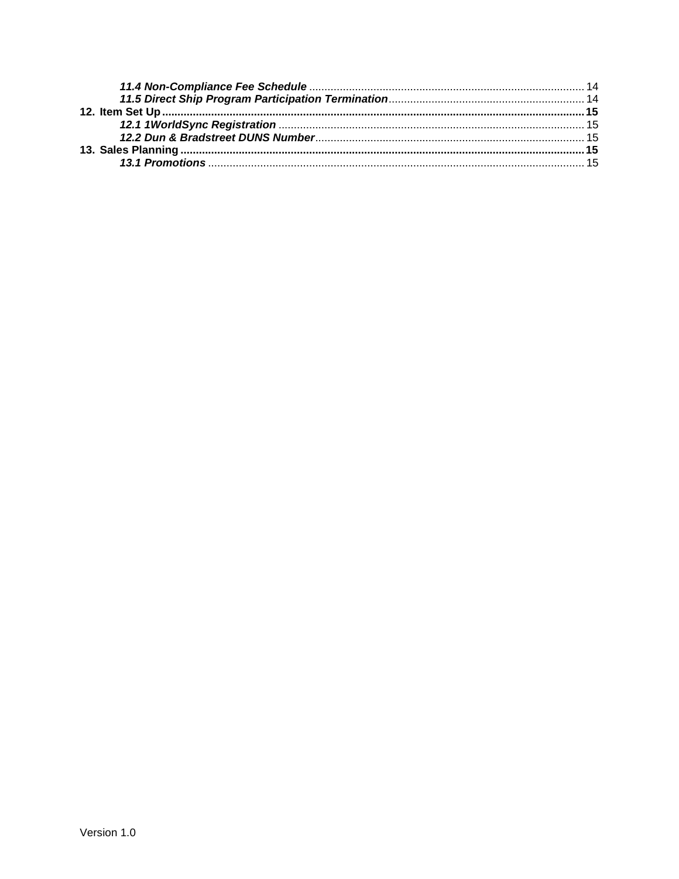*11.4 Non-Compliance Fee Schedule* ........................................................................................ 14
*11.5 Direct Ship Program Participation Termination* .............................................................. 14
**12. Item Set Up** ........................................................................................................................ **15**
*12.1 1WorldSync Registration* ................................................................................................... 15
*12.2 Dun & Bradstreet DUNS Number* ...................................................................................... 15
**13. Sales Planning** .................................................................................................................. **15**
*13.1 Promotions* ......................................................................................................................... 15

Version 1.0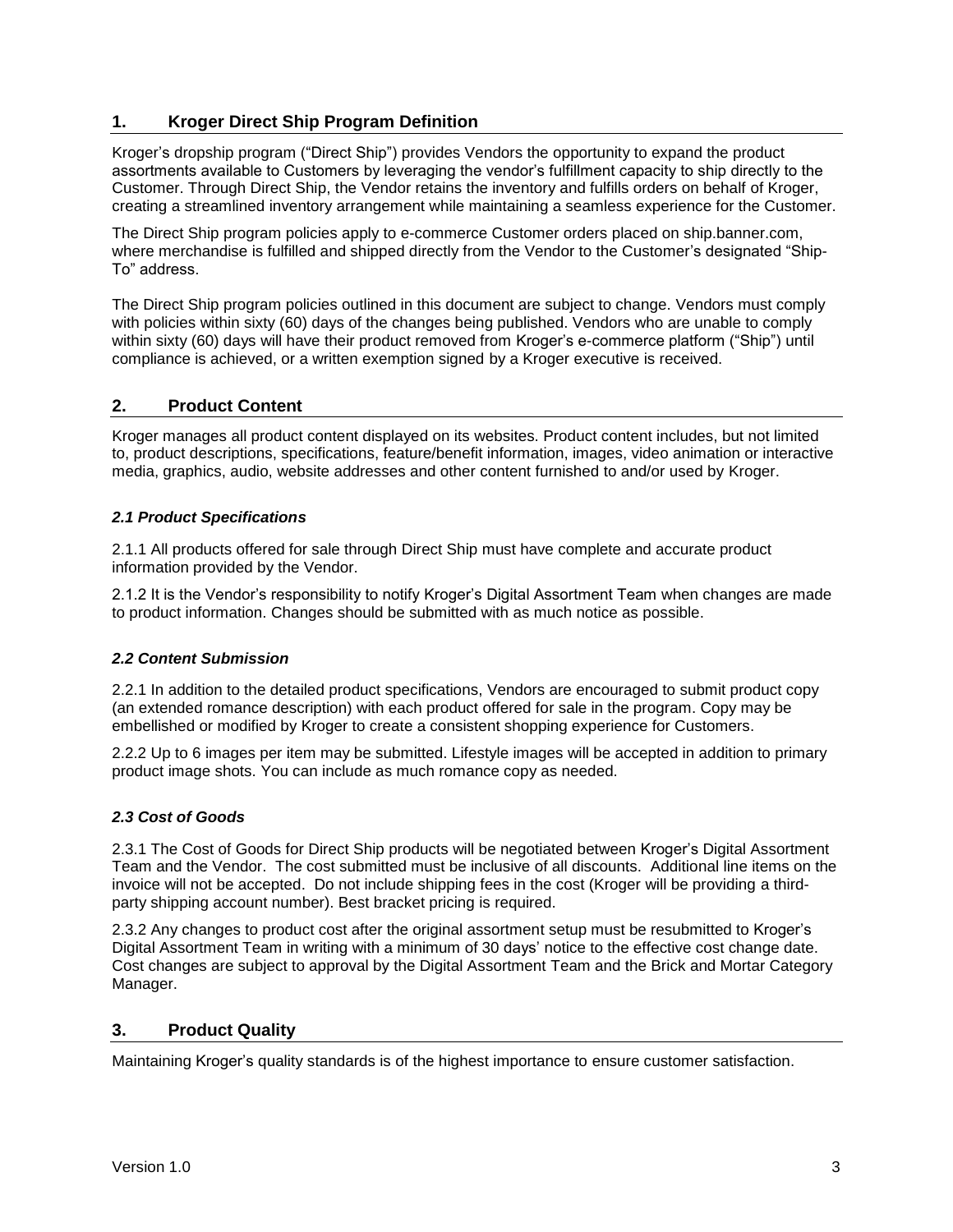## 1. Kroger Direct Ship Program Definition

Kroger's dropship program ("Direct Ship") provides Vendors the opportunity to expand the product assortments available to Customers by leveraging the vendor's fulfillment capacity to ship directly to the Customer. Through Direct Ship, the Vendor retains the inventory and fulfills orders on behalf of Kroger, creating a streamlined inventory arrangement while maintaining a seamless experience for the Customer.

The Direct Ship program policies apply to e-commerce Customer orders placed on ship.banner.com, where merchandise is fulfilled and shipped directly from the Vendor to the Customer's designated "Ship-To" address.

The Direct Ship program policies outlined in this document are subject to change. Vendors must comply with policies within sixty (60) days of the changes being published. Vendors who are unable to comply within sixty (60) days will have their product removed from Kroger's e-commerce platform ("Ship") until compliance is achieved, or a written exemption signed by a Kroger executive is received.

## 2. Product Content

Kroger manages all product content displayed on its websites. Product content includes, but not limited to, product descriptions, specifications, feature/benefit information, images, video animation or interactive media, graphics, audio, website addresses and other content furnished to and/or used by Kroger.

### *2.1 Product Specifications*

2.1.1 All products offered for sale through Direct Ship must have complete and accurate product information provided by the Vendor.

2.1.2 It is the Vendor's responsibility to notify Kroger's Digital Assortment Team when changes are made to product information. Changes should be submitted with as much notice as possible.

### *2.2 Content Submission*

2.2.1 In addition to the detailed product specifications, Vendors are encouraged to submit product copy (an extended romance description) with each product offered for sale in the program. Copy may be embellished or modified by Kroger to create a consistent shopping experience for Customers.

2.2.2 Up to 6 images per item may be submitted. Lifestyle images will be accepted in addition to primary product image shots. You can include as much romance copy as needed.

### *2.3 Cost of Goods*

2.3.1 The Cost of Goods for Direct Ship products will be negotiated between Kroger's Digital Assortment Team and the Vendor. The cost submitted must be inclusive of all discounts. Additional line items on the invoice will not be accepted. Do not include shipping fees in the cost (Kroger will be providing a third-party shipping account number). Best bracket pricing is required.

2.3.2 Any changes to product cost after the original assortment setup must be resubmitted to Kroger's Digital Assortment Team in writing with a minimum of 30 days' notice to the effective cost change date. Cost changes are subject to approval by the Digital Assortment Team and the Brick and Mortar Category Manager.

## 3. Product Quality

Maintaining Kroger's quality standards is of the highest importance to ensure customer satisfaction.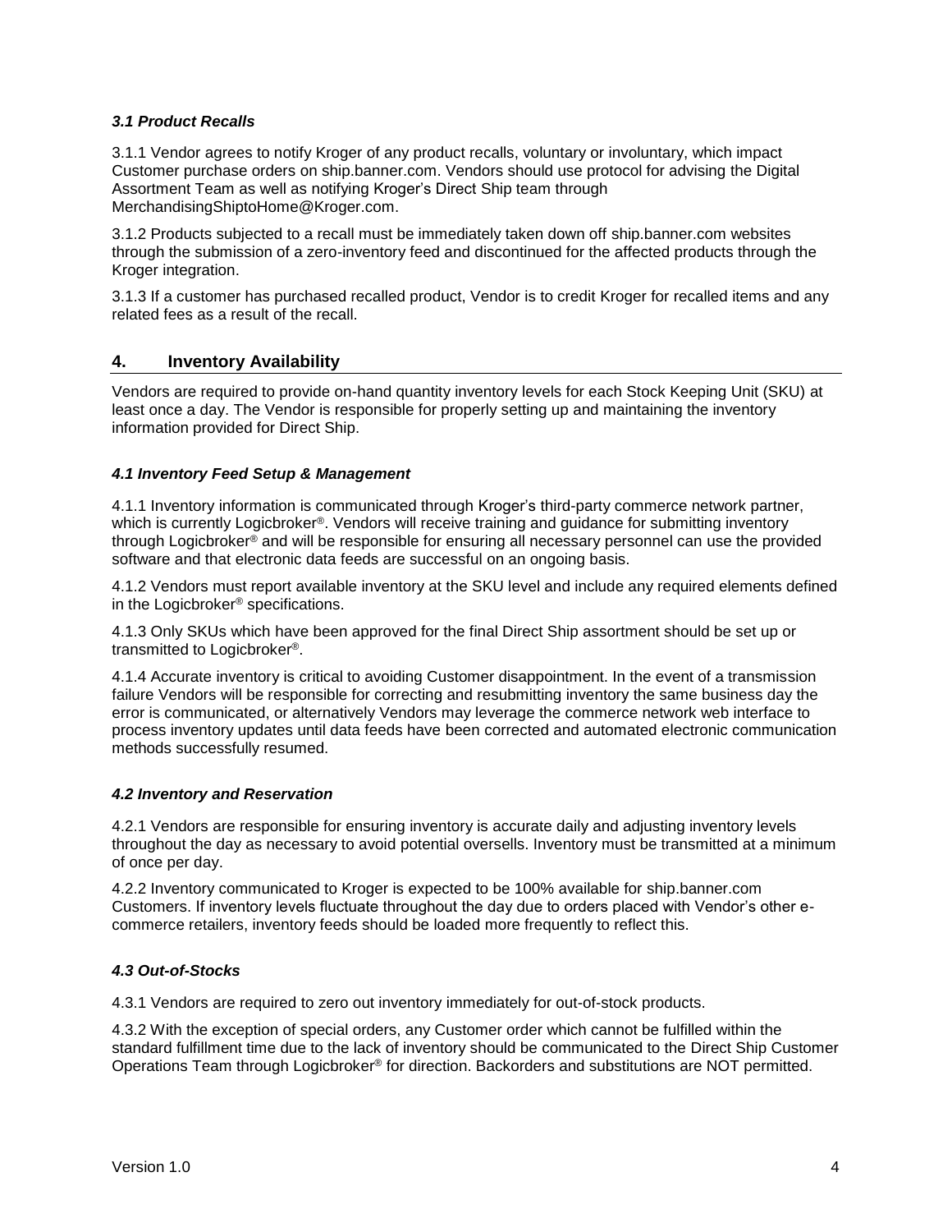### *3.1 Product Recalls*

3.1.1 Vendor agrees to notify Kroger of any product recalls, voluntary or involuntary, which impact Customer purchase orders on ship.banner.com. Vendors should use protocol for advising the Digital Assortment Team as well as notifying Kroger's Direct Ship team through MerchandisingShiptoHome@Kroger.com.

3.1.2 Products subjected to a recall must be immediately taken down off ship.banner.com websites through the submission of a zero-inventory feed and discontinued for the affected products through the Kroger integration.

3.1.3 If a customer has purchased recalled product, Vendor is to credit Kroger for recalled items and any related fees as a result of the recall.

## 4. Inventory Availability

Vendors are required to provide on-hand quantity inventory levels for each Stock Keeping Unit (SKU) at least once a day. The Vendor is responsible for properly setting up and maintaining the inventory information provided for Direct Ship.

### *4.1 Inventory Feed Setup & Management*

4.1.1 Inventory information is communicated through Kroger's third-party commerce network partner, which is currently Logicbroker®. Vendors will receive training and guidance for submitting inventory through Logicbroker® and will be responsible for ensuring all necessary personnel can use the provided software and that electronic data feeds are successful on an ongoing basis.

4.1.2 Vendors must report available inventory at the SKU level and include any required elements defined in the Logicbroker® specifications.

4.1.3 Only SKUs which have been approved for the final Direct Ship assortment should be set up or transmitted to Logicbroker®.

4.1.4 Accurate inventory is critical to avoiding Customer disappointment. In the event of a transmission failure Vendors will be responsible for correcting and resubmitting inventory the same business day the error is communicated, or alternatively Vendors may leverage the commerce network web interface to process inventory updates until data feeds have been corrected and automated electronic communication methods successfully resumed.

### *4.2 Inventory and Reservation*

4.2.1 Vendors are responsible for ensuring inventory is accurate daily and adjusting inventory levels throughout the day as necessary to avoid potential oversells. Inventory must be transmitted at a minimum of once per day.

4.2.2 Inventory communicated to Kroger is expected to be 100% available for ship.banner.com Customers. If inventory levels fluctuate throughout the day due to orders placed with Vendor's other e-commerce retailers, inventory feeds should be loaded more frequently to reflect this.

### *4.3 Out-of-Stocks*

4.3.1 Vendors are required to zero out inventory immediately for out-of-stock products.

4.3.2 With the exception of special orders, any Customer order which cannot be fulfilled within the standard fulfillment time due to the lack of inventory should be communicated to the Direct Ship Customer Operations Team through Logicbroker® for direction. Backorders and substitutions are NOT permitted.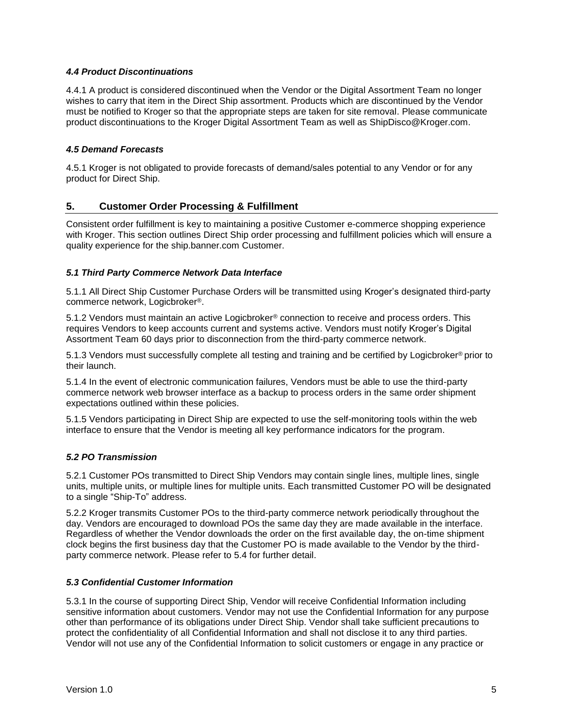### *4.4 Product Discontinuations*

4.4.1 A product is considered discontinued when the Vendor or the Digital Assortment Team no longer wishes to carry that item in the Direct Ship assortment. Products which are discontinued by the Vendor must be notified to Kroger so that the appropriate steps are taken for site removal. Please communicate product discontinuations to the Kroger Digital Assortment Team as well as ShipDisco@Kroger.com.

### *4.5 Demand Forecasts*

4.5.1 Kroger is not obligated to provide forecasts of demand/sales potential to any Vendor or for any product for Direct Ship.

## 5. Customer Order Processing & Fulfillment

Consistent order fulfillment is key to maintaining a positive Customer e-commerce shopping experience with Kroger. This section outlines Direct Ship order processing and fulfillment policies which will ensure a quality experience for the ship.banner.com Customer.

### *5.1 Third Party Commerce Network Data Interface*

5.1.1 All Direct Ship Customer Purchase Orders will be transmitted using Kroger's designated third-party commerce network, Logicbroker®.

5.1.2 Vendors must maintain an active Logicbroker® connection to receive and process orders. This requires Vendors to keep accounts current and systems active. Vendors must notify Kroger's Digital Assortment Team 60 days prior to disconnection from the third-party commerce network.

5.1.3 Vendors must successfully complete all testing and training and be certified by Logicbroker® prior to their launch.

5.1.4 In the event of electronic communication failures, Vendors must be able to use the third-party commerce network web browser interface as a backup to process orders in the same order shipment expectations outlined within these policies.

5.1.5 Vendors participating in Direct Ship are expected to use the self-monitoring tools within the web interface to ensure that the Vendor is meeting all key performance indicators for the program.

### *5.2 PO Transmission*

5.2.1 Customer POs transmitted to Direct Ship Vendors may contain single lines, multiple lines, single units, multiple units, or multiple lines for multiple units. Each transmitted Customer PO will be designated to a single "Ship-To" address.

5.2.2 Kroger transmits Customer POs to the third-party commerce network periodically throughout the day. Vendors are encouraged to download POs the same day they are made available in the interface. Regardless of whether the Vendor downloads the order on the first available day, the on-time shipment clock begins the first business day that the Customer PO is made available to the Vendor by the third-party commerce network. Please refer to 5.4 for further detail.

### *5.3 Confidential Customer Information*

5.3.1 In the course of supporting Direct Ship, Vendor will receive Confidential Information including sensitive information about customers. Vendor may not use the Confidential Information for any purpose other than performance of its obligations under Direct Ship. Vendor shall take sufficient precautions to protect the confidentiality of all Confidential Information and shall not disclose it to any third parties. Vendor will not use any of the Confidential Information to solicit customers or engage in any practice or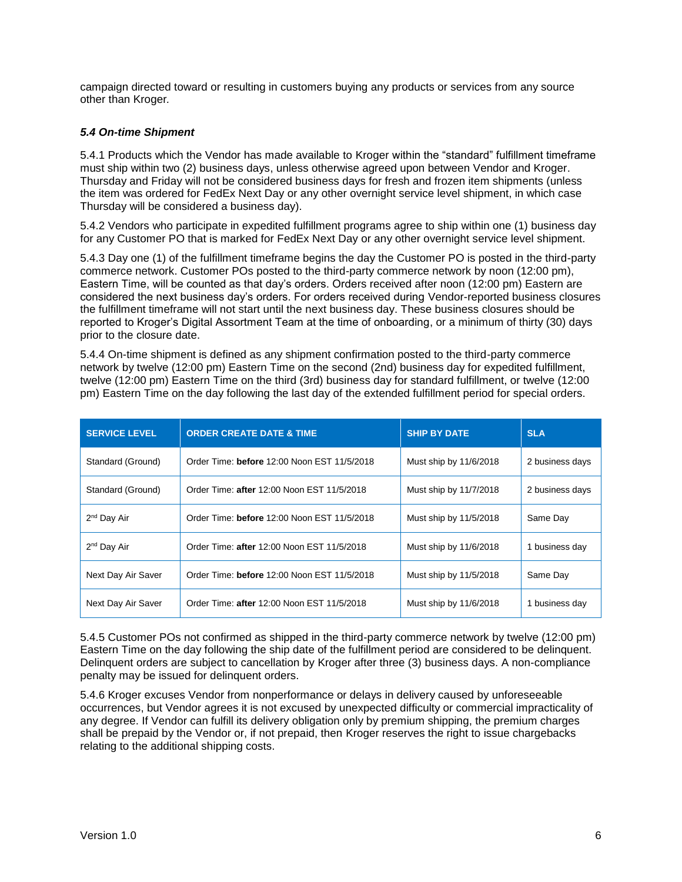campaign directed toward or resulting in customers buying any products or services from any source other than Kroger.

### *5.4 On-time Shipment*

5.4.1 Products which the Vendor has made available to Kroger within the "standard" fulfillment timeframe must ship within two (2) business days, unless otherwise agreed upon between Vendor and Kroger. Thursday and Friday will not be considered business days for fresh and frozen item shipments (unless the item was ordered for FedEx Next Day or any other overnight service level shipment, in which case Thursday will be considered a business day).

5.4.2 Vendors who participate in expedited fulfillment programs agree to ship within one (1) business day for any Customer PO that is marked for FedEx Next Day or any other overnight service level shipment.

5.4.3 Day one (1) of the fulfillment timeframe begins the day the Customer PO is posted in the third-party commerce network. Customer POs posted to the third-party commerce network by noon (12:00 pm), Eastern Time, will be counted as that day's orders. Orders received after noon (12:00 pm) Eastern are considered the next business day's orders. For orders received during Vendor-reported business closures the fulfillment timeframe will not start until the next business day. These business closures should be reported to Kroger's Digital Assortment Team at the time of onboarding, or a minimum of thirty (30) days prior to the closure date.

5.4.4 On-time shipment is defined as any shipment confirmation posted to the third-party commerce network by twelve (12:00 pm) Eastern Time on the second (2nd) business day for expedited fulfillment, twelve (12:00 pm) Eastern Time on the third (3rd) business day for standard fulfillment, or twelve (12:00 pm) Eastern Time on the day following the last day of the extended fulfillment period for special orders.

| SERVICE LEVEL | ORDER CREATE DATE & TIME | SHIP BY DATE | SLA |
|---|---|---|---|
| Standard (Ground) | Order Time: **before** 12:00 Noon EST 11/5/2018 | Must ship by 11/6/2018 | 2 business days |
| Standard (Ground) | Order Time: **after** 12:00 Noon EST 11/5/2018 | Must ship by 11/7/2018 | 2 business days |
| 2nd Day Air | Order Time: **before** 12:00 Noon EST 11/5/2018 | Must ship by 11/5/2018 | Same Day |
| 2nd Day Air | Order Time: **after** 12:00 Noon EST 11/5/2018 | Must ship by 11/6/2018 | 1 business day |
| Next Day Air Saver | Order Time: **before** 12:00 Noon EST 11/5/2018 | Must ship by 11/5/2018 | Same Day |
| Next Day Air Saver | Order Time: **after** 12:00 Noon EST 11/5/2018 | Must ship by 11/6/2018 | 1 business day |

5.4.5 Customer POs not confirmed as shipped in the third-party commerce network by twelve (12:00 pm) Eastern Time on the day following the ship date of the fulfillment period are considered to be delinquent. Delinquent orders are subject to cancellation by Kroger after three (3) business days. A non-compliance penalty may be issued for delinquent orders.

5.4.6 Kroger excuses Vendor from nonperformance or delays in delivery caused by unforeseeable occurrences, but Vendor agrees it is not excused by unexpected difficulty or commercial impracticality of any degree. If Vendor can fulfill its delivery obligation only by premium shipping, the premium charges shall be prepaid by the Vendor or, if not prepaid, then Kroger reserves the right to issue chargebacks relating to the additional shipping costs.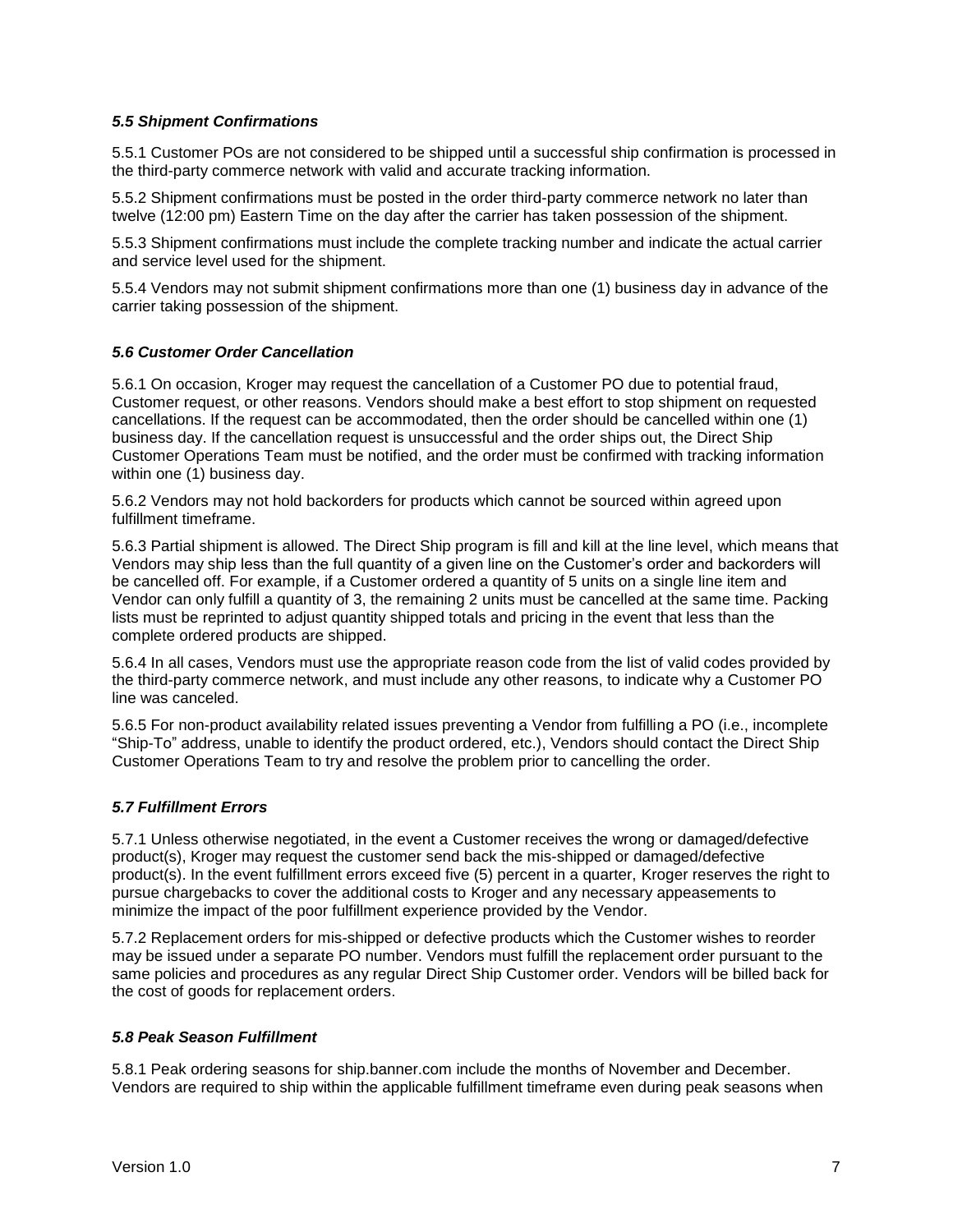### *5.5 Shipment Confirmations*

5.5.1 Customer POs are not considered to be shipped until a successful ship confirmation is processed in the third-party commerce network with valid and accurate tracking information.

5.5.2 Shipment confirmations must be posted in the order third-party commerce network no later than twelve (12:00 pm) Eastern Time on the day after the carrier has taken possession of the shipment.

5.5.3 Shipment confirmations must include the complete tracking number and indicate the actual carrier and service level used for the shipment.

5.5.4 Vendors may not submit shipment confirmations more than one (1) business day in advance of the carrier taking possession of the shipment.

### *5.6 Customer Order Cancellation*

5.6.1 On occasion, Kroger may request the cancellation of a Customer PO due to potential fraud, Customer request, or other reasons. Vendors should make a best effort to stop shipment on requested cancellations. If the request can be accommodated, then the order should be cancelled within one (1) business day. If the cancellation request is unsuccessful and the order ships out, the Direct Ship Customer Operations Team must be notified, and the order must be confirmed with tracking information within one (1) business day.

5.6.2 Vendors may not hold backorders for products which cannot be sourced within agreed upon fulfillment timeframe.

5.6.3 Partial shipment is allowed. The Direct Ship program is fill and kill at the line level, which means that Vendors may ship less than the full quantity of a given line on the Customer's order and backorders will be cancelled off. For example, if a Customer ordered a quantity of 5 units on a single line item and Vendor can only fulfill a quantity of 3, the remaining 2 units must be cancelled at the same time. Packing lists must be reprinted to adjust quantity shipped totals and pricing in the event that less than the complete ordered products are shipped.

5.6.4 In all cases, Vendors must use the appropriate reason code from the list of valid codes provided by the third-party commerce network, and must include any other reasons, to indicate why a Customer PO line was canceled.

5.6.5 For non-product availability related issues preventing a Vendor from fulfilling a PO (i.e., incomplete "Ship-To" address, unable to identify the product ordered, etc.), Vendors should contact the Direct Ship Customer Operations Team to try and resolve the problem prior to cancelling the order.

### *5.7 Fulfillment Errors*

5.7.1 Unless otherwise negotiated, in the event a Customer receives the wrong or damaged/defective product(s), Kroger may request the customer send back the mis-shipped or damaged/defective product(s). In the event fulfillment errors exceed five (5) percent in a quarter, Kroger reserves the right to pursue chargebacks to cover the additional costs to Kroger and any necessary appeasements to minimize the impact of the poor fulfillment experience provided by the Vendor.

5.7.2 Replacement orders for mis-shipped or defective products which the Customer wishes to reorder may be issued under a separate PO number. Vendors must fulfill the replacement order pursuant to the same policies and procedures as any regular Direct Ship Customer order. Vendors will be billed back for the cost of goods for replacement orders.

### *5.8 Peak Season Fulfillment*

5.8.1 Peak ordering seasons for ship.banner.com include the months of November and December. Vendors are required to ship within the applicable fulfillment timeframe even during peak seasons when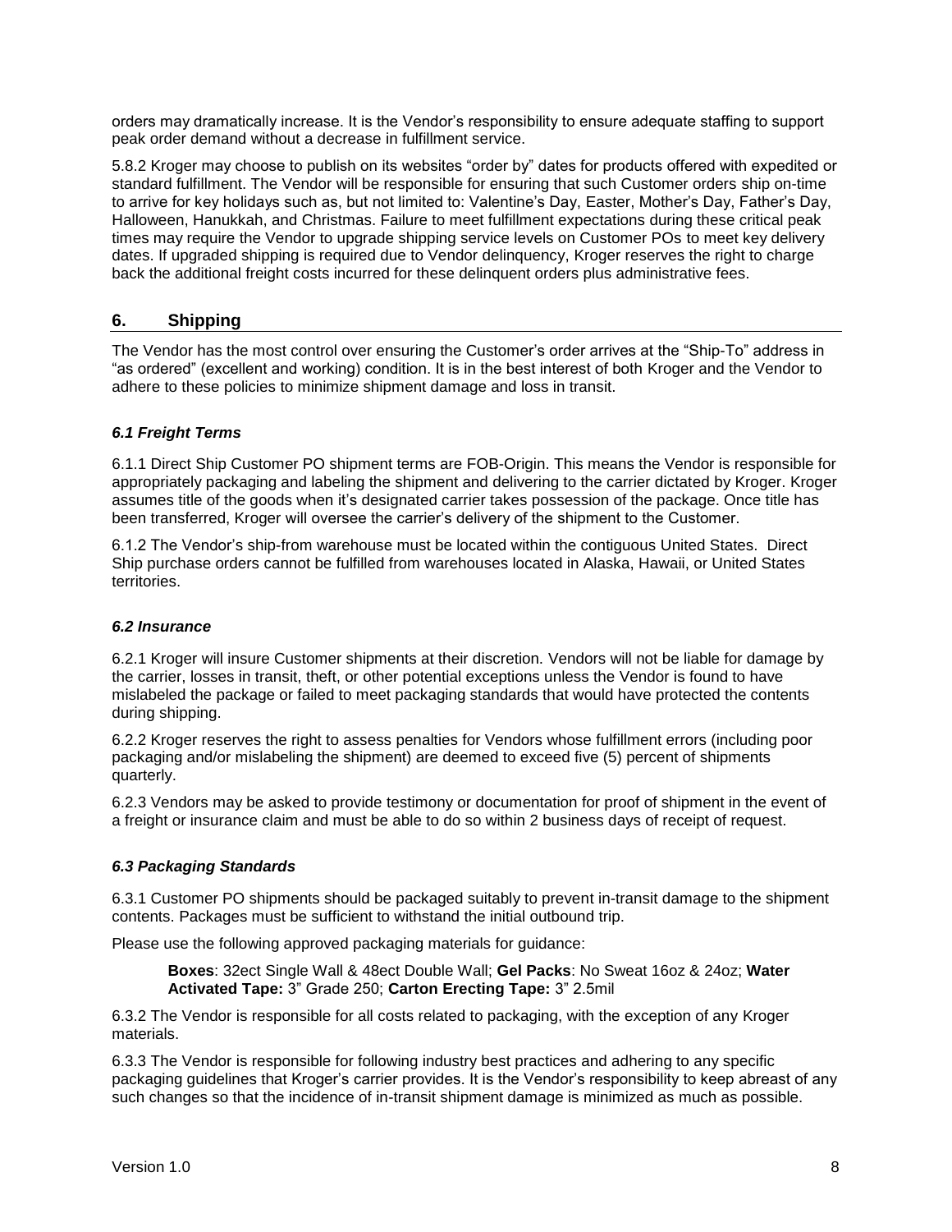orders may dramatically increase. It is the Vendor's responsibility to ensure adequate staffing to support peak order demand without a decrease in fulfillment service.

5.8.2 Kroger may choose to publish on its websites "order by" dates for products offered with expedited or standard fulfillment. The Vendor will be responsible for ensuring that such Customer orders ship on-time to arrive for key holidays such as, but not limited to: Valentine's Day, Easter, Mother's Day, Father's Day, Halloween, Hanukkah, and Christmas. Failure to meet fulfillment expectations during these critical peak times may require the Vendor to upgrade shipping service levels on Customer POs to meet key delivery dates. If upgraded shipping is required due to Vendor delinquency, Kroger reserves the right to charge back the additional freight costs incurred for these delinquent orders plus administrative fees.

## 6. Shipping

The Vendor has the most control over ensuring the Customer's order arrives at the "Ship-To" address in "as ordered" (excellent and working) condition. It is in the best interest of both Kroger and the Vendor to adhere to these policies to minimize shipment damage and loss in transit.

### *6.1 Freight Terms*

6.1.1 Direct Ship Customer PO shipment terms are FOB-Origin. This means the Vendor is responsible for appropriately packaging and labeling the shipment and delivering to the carrier dictated by Kroger. Kroger assumes title of the goods when it's designated carrier takes possession of the package. Once title has been transferred, Kroger will oversee the carrier's delivery of the shipment to the Customer.

6.1.2 The Vendor's ship-from warehouse must be located within the contiguous United States. Direct Ship purchase orders cannot be fulfilled from warehouses located in Alaska, Hawaii, or United States territories.

### *6.2 Insurance*

6.2.1 Kroger will insure Customer shipments at their discretion. Vendors will not be liable for damage by the carrier, losses in transit, theft, or other potential exceptions unless the Vendor is found to have mislabeled the package or failed to meet packaging standards that would have protected the contents during shipping.

6.2.2 Kroger reserves the right to assess penalties for Vendors whose fulfillment errors (including poor packaging and/or mislabeling the shipment) are deemed to exceed five (5) percent of shipments quarterly.

6.2.3 Vendors may be asked to provide testimony or documentation for proof of shipment in the event of a freight or insurance claim and must be able to do so within 2 business days of receipt of request.

### *6.3 Packaging Standards*

6.3.1 Customer PO shipments should be packaged suitably to prevent in-transit damage to the shipment contents. Packages must be sufficient to withstand the initial outbound trip.

Please use the following approved packaging materials for guidance:

> **Boxes**: 32ect Single Wall & 48ect Double Wall; **Gel Packs**: No Sweat 16oz & 24oz; **Water Activated Tape:** 3" Grade 250; **Carton Erecting Tape:** 3" 2.5mil

6.3.2 The Vendor is responsible for all costs related to packaging, with the exception of any Kroger materials.

6.3.3 The Vendor is responsible for following industry best practices and adhering to any specific packaging guidelines that Kroger's carrier provides. It is the Vendor's responsibility to keep abreast of any such changes so that the incidence of in-transit shipment damage is minimized as much as possible.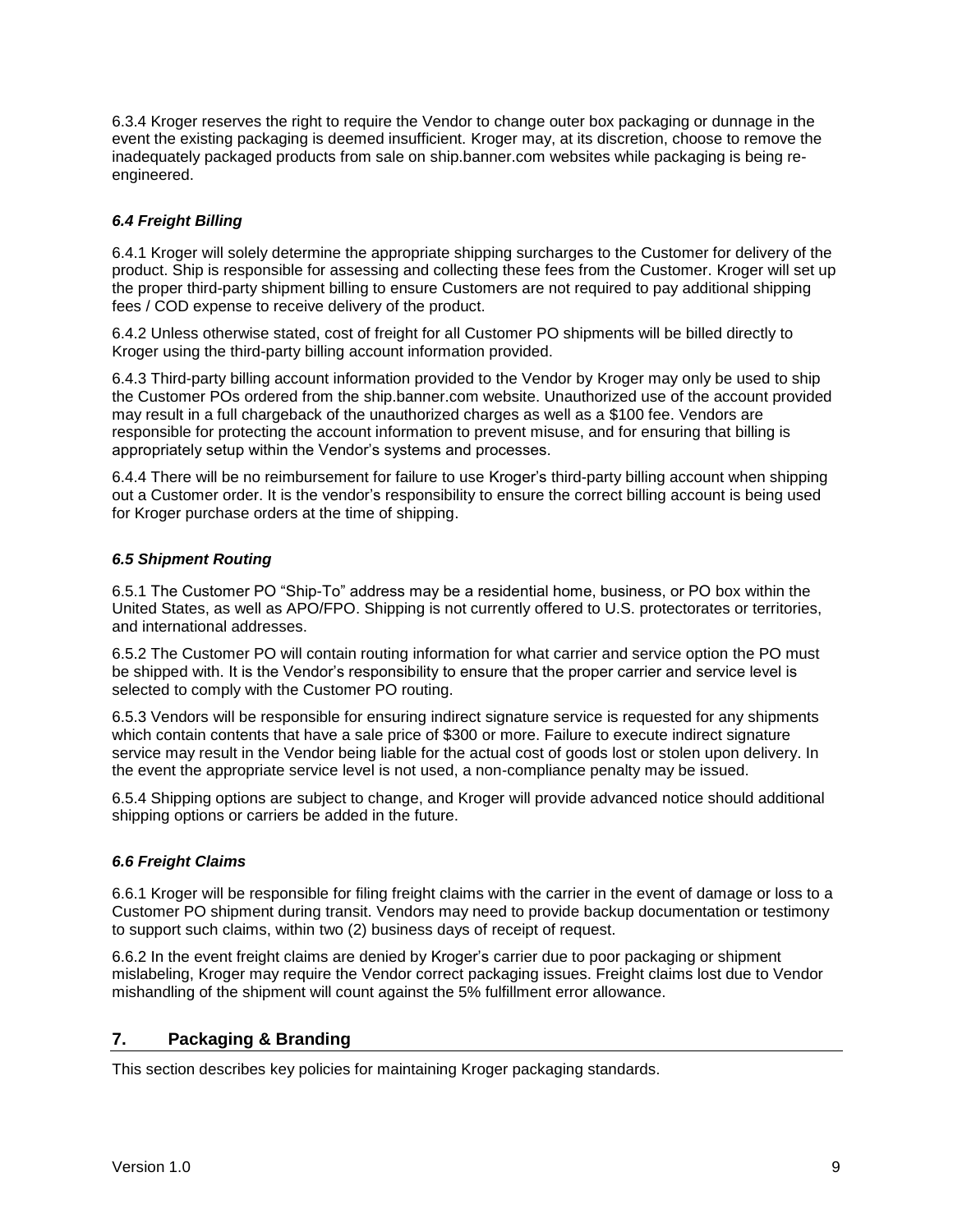6.3.4 Kroger reserves the right to require the Vendor to change outer box packaging or dunnage in the event the existing packaging is deemed insufficient. Kroger may, at its discretion, choose to remove the inadequately packaged products from sale on ship.banner.com websites while packaging is being re-engineered.

### *6.4 Freight Billing*

6.4.1 Kroger will solely determine the appropriate shipping surcharges to the Customer for delivery of the product. Ship is responsible for assessing and collecting these fees from the Customer. Kroger will set up the proper third-party shipment billing to ensure Customers are not required to pay additional shipping fees / COD expense to receive delivery of the product.

6.4.2 Unless otherwise stated, cost of freight for all Customer PO shipments will be billed directly to Kroger using the third-party billing account information provided.

6.4.3 Third-party billing account information provided to the Vendor by Kroger may only be used to ship the Customer POs ordered from the ship.banner.com website. Unauthorized use of the account provided may result in a full chargeback of the unauthorized charges as well as a $100 fee. Vendors are responsible for protecting the account information to prevent misuse, and for ensuring that billing is appropriately setup within the Vendor's systems and processes.

6.4.4 There will be no reimbursement for failure to use Kroger's third-party billing account when shipping out a Customer order. It is the vendor's responsibility to ensure the correct billing account is being used for Kroger purchase orders at the time of shipping.

### *6.5 Shipment Routing*

6.5.1 The Customer PO "Ship-To" address may be a residential home, business, or PO box within the United States, as well as APO/FPO. Shipping is not currently offered to U.S. protectorates or territories, and international addresses.

6.5.2 The Customer PO will contain routing information for what carrier and service option the PO must be shipped with. It is the Vendor's responsibility to ensure that the proper carrier and service level is selected to comply with the Customer PO routing.

6.5.3 Vendors will be responsible for ensuring indirect signature service is requested for any shipments which contain contents that have a sale price of $300 or more. Failure to execute indirect signature service may result in the Vendor being liable for the actual cost of goods lost or stolen upon delivery. In the event the appropriate service level is not used, a non-compliance penalty may be issued.

6.5.4 Shipping options are subject to change, and Kroger will provide advanced notice should additional shipping options or carriers be added in the future.

### *6.6 Freight Claims*

6.6.1 Kroger will be responsible for filing freight claims with the carrier in the event of damage or loss to a Customer PO shipment during transit. Vendors may need to provide backup documentation or testimony to support such claims, within two (2) business days of receipt of request.

6.6.2 In the event freight claims are denied by Kroger's carrier due to poor packaging or shipment mislabeling, Kroger may require the Vendor correct packaging issues. Freight claims lost due to Vendor mishandling of the shipment will count against the 5% fulfillment error allowance.

## 7. Packaging & Branding

This section describes key policies for maintaining Kroger packaging standards.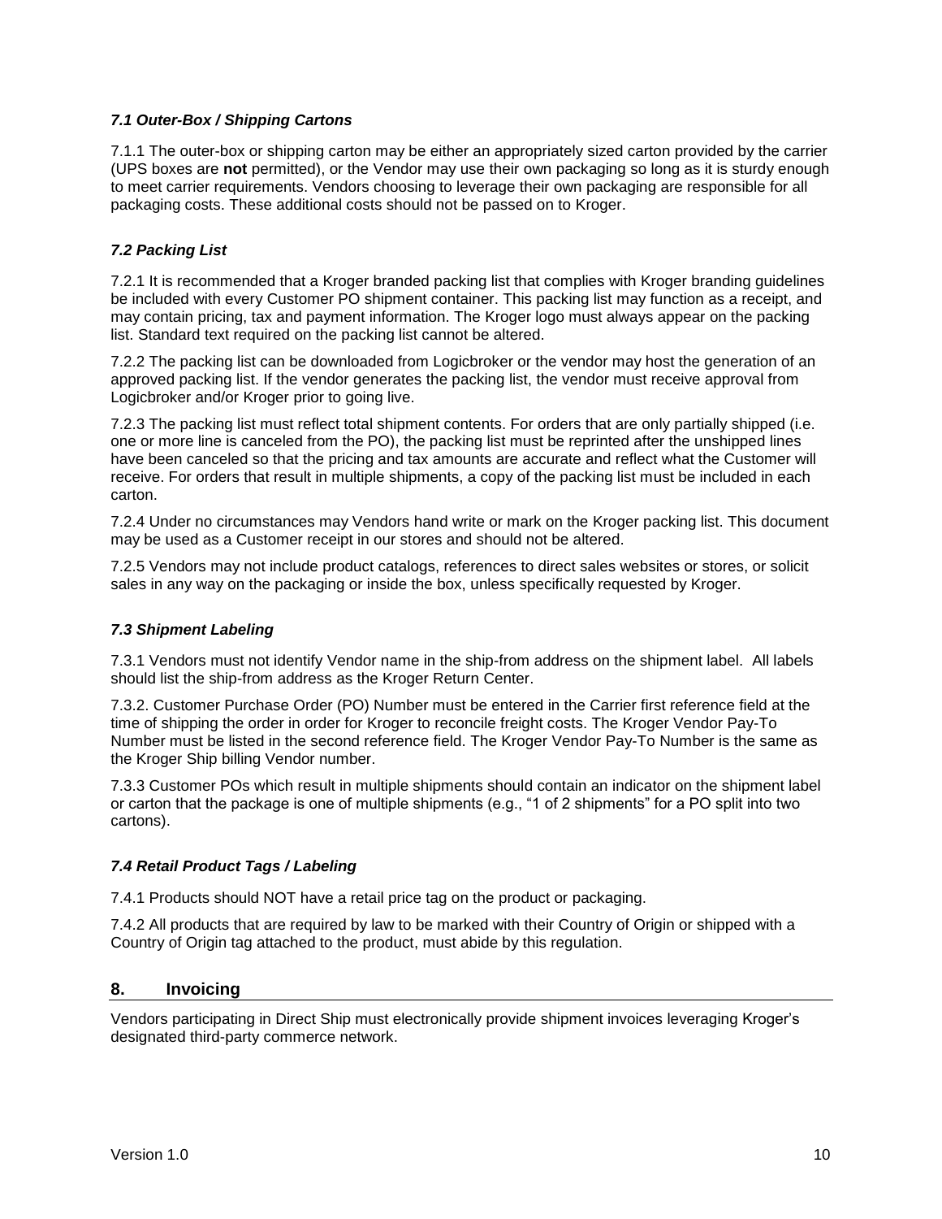### *7.1 Outer-Box / Shipping Cartons*

7.1.1 The outer-box or shipping carton may be either an appropriately sized carton provided by the carrier (UPS boxes are **not** permitted), or the Vendor may use their own packaging so long as it is sturdy enough to meet carrier requirements. Vendors choosing to leverage their own packaging are responsible for all packaging costs. These additional costs should not be passed on to Kroger.

### *7.2 Packing List*

7.2.1 It is recommended that a Kroger branded packing list that complies with Kroger branding guidelines be included with every Customer PO shipment container. This packing list may function as a receipt, and may contain pricing, tax and payment information. The Kroger logo must always appear on the packing list. Standard text required on the packing list cannot be altered.

7.2.2 The packing list can be downloaded from Logicbroker or the vendor may host the generation of an approved packing list. If the vendor generates the packing list, the vendor must receive approval from Logicbroker and/or Kroger prior to going live.

7.2.3 The packing list must reflect total shipment contents. For orders that are only partially shipped (i.e. one or more line is canceled from the PO), the packing list must be reprinted after the unshipped lines have been canceled so that the pricing and tax amounts are accurate and reflect what the Customer will receive. For orders that result in multiple shipments, a copy of the packing list must be included in each carton.

7.2.4 Under no circumstances may Vendors hand write or mark on the Kroger packing list. This document may be used as a Customer receipt in our stores and should not be altered.

7.2.5 Vendors may not include product catalogs, references to direct sales websites or stores, or solicit sales in any way on the packaging or inside the box, unless specifically requested by Kroger.

### *7.3 Shipment Labeling*

7.3.1 Vendors must not identify Vendor name in the ship-from address on the shipment label. All labels should list the ship-from address as the Kroger Return Center.

7.3.2. Customer Purchase Order (PO) Number must be entered in the Carrier first reference field at the time of shipping the order in order for Kroger to reconcile freight costs. The Kroger Vendor Pay-To Number must be listed in the second reference field. The Kroger Vendor Pay-To Number is the same as the Kroger Ship billing Vendor number.

7.3.3 Customer POs which result in multiple shipments should contain an indicator on the shipment label or carton that the package is one of multiple shipments (e.g., "1 of 2 shipments" for a PO split into two cartons).

### *7.4 Retail Product Tags / Labeling*

7.4.1 Products should NOT have a retail price tag on the product or packaging.

7.4.2 All products that are required by law to be marked with their Country of Origin or shipped with a Country of Origin tag attached to the product, must abide by this regulation.

## 8. Invoicing

Vendors participating in Direct Ship must electronically provide shipment invoices leveraging Kroger's designated third-party commerce network.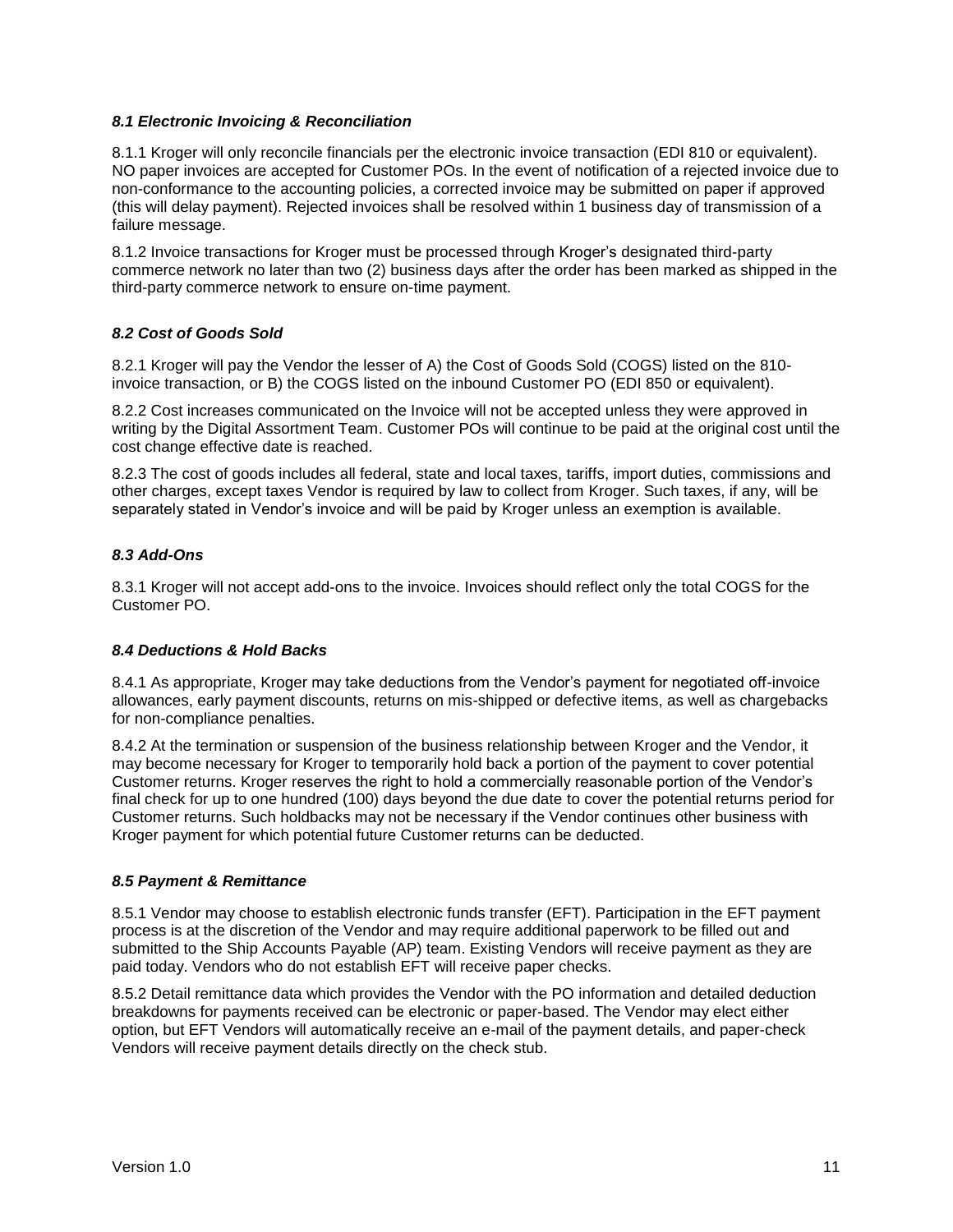### *8.1 Electronic Invoicing & Reconciliation*

8.1.1 Kroger will only reconcile financials per the electronic invoice transaction (EDI 810 or equivalent). NO paper invoices are accepted for Customer POs. In the event of notification of a rejected invoice due to non-conformance to the accounting policies, a corrected invoice may be submitted on paper if approved (this will delay payment). Rejected invoices shall be resolved within 1 business day of transmission of a failure message.

8.1.2 Invoice transactions for Kroger must be processed through Kroger's designated third-party commerce network no later than two (2) business days after the order has been marked as shipped in the third-party commerce network to ensure on-time payment.

### *8.2 Cost of Goods Sold*

8.2.1 Kroger will pay the Vendor the lesser of A) the Cost of Goods Sold (COGS) listed on the 810-invoice transaction, or B) the COGS listed on the inbound Customer PO (EDI 850 or equivalent).

8.2.2 Cost increases communicated on the Invoice will not be accepted unless they were approved in writing by the Digital Assortment Team. Customer POs will continue to be paid at the original cost until the cost change effective date is reached.

8.2.3 The cost of goods includes all federal, state and local taxes, tariffs, import duties, commissions and other charges, except taxes Vendor is required by law to collect from Kroger. Such taxes, if any, will be separately stated in Vendor's invoice and will be paid by Kroger unless an exemption is available.

### *8.3 Add-Ons*

8.3.1 Kroger will not accept add-ons to the invoice. Invoices should reflect only the total COGS for the Customer PO.

### *8.4 Deductions & Hold Backs*

8.4.1 As appropriate, Kroger may take deductions from the Vendor's payment for negotiated off-invoice allowances, early payment discounts, returns on mis-shipped or defective items, as well as chargebacks for non-compliance penalties.

8.4.2 At the termination or suspension of the business relationship between Kroger and the Vendor, it may become necessary for Kroger to temporarily hold back a portion of the payment to cover potential Customer returns. Kroger reserves the right to hold a commercially reasonable portion of the Vendor's final check for up to one hundred (100) days beyond the due date to cover the potential returns period for Customer returns. Such holdbacks may not be necessary if the Vendor continues other business with Kroger payment for which potential future Customer returns can be deducted.

### *8.5 Payment & Remittance*

8.5.1 Vendor may choose to establish electronic funds transfer (EFT). Participation in the EFT payment process is at the discretion of the Vendor and may require additional paperwork to be filled out and submitted to the Ship Accounts Payable (AP) team. Existing Vendors will receive payment as they are paid today. Vendors who do not establish EFT will receive paper checks.

8.5.2 Detail remittance data which provides the Vendor with the PO information and detailed deduction breakdowns for payments received can be electronic or paper-based. The Vendor may elect either option, but EFT Vendors will automatically receive an e-mail of the payment details, and paper-check Vendors will receive payment details directly on the check stub.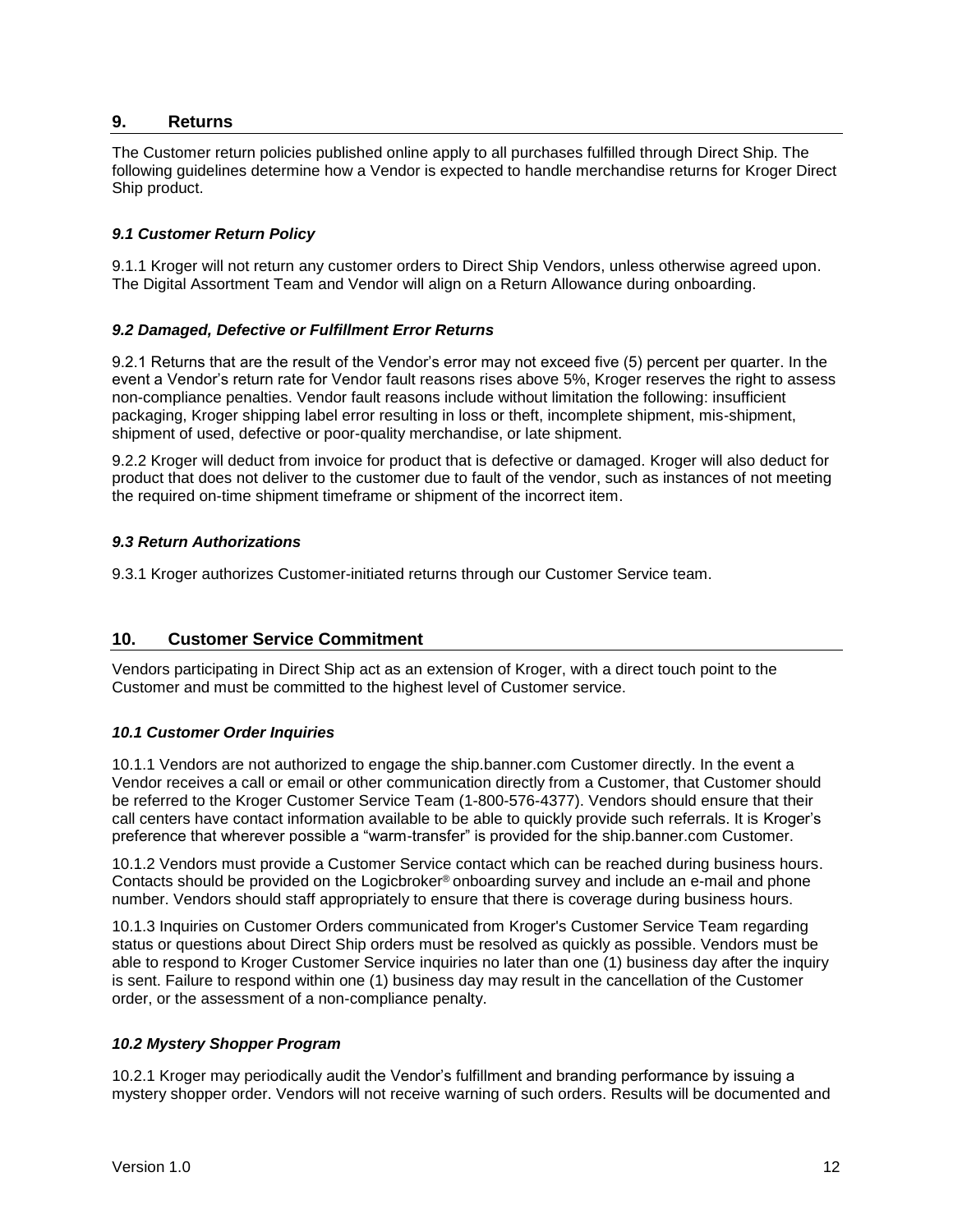## 9. Returns

The Customer return policies published online apply to all purchases fulfilled through Direct Ship. The following guidelines determine how a Vendor is expected to handle merchandise returns for Kroger Direct Ship product.

### *9.1 Customer Return Policy*

9.1.1 Kroger will not return any customer orders to Direct Ship Vendors, unless otherwise agreed upon. The Digital Assortment Team and Vendor will align on a Return Allowance during onboarding.

### *9.2 Damaged, Defective or Fulfillment Error Returns*

9.2.1 Returns that are the result of the Vendor's error may not exceed five (5) percent per quarter. In the event a Vendor's return rate for Vendor fault reasons rises above 5%, Kroger reserves the right to assess non-compliance penalties. Vendor fault reasons include without limitation the following: insufficient packaging, Kroger shipping label error resulting in loss or theft, incomplete shipment, mis-shipment, shipment of used, defective or poor-quality merchandise, or late shipment.

9.2.2 Kroger will deduct from invoice for product that is defective or damaged. Kroger will also deduct for product that does not deliver to the customer due to fault of the vendor, such as instances of not meeting the required on-time shipment timeframe or shipment of the incorrect item.

### *9.3 Return Authorizations*

9.3.1 Kroger authorizes Customer-initiated returns through our Customer Service team.

## 10. Customer Service Commitment

Vendors participating in Direct Ship act as an extension of Kroger, with a direct touch point to the Customer and must be committed to the highest level of Customer service.

### *10.1 Customer Order Inquiries*

10.1.1 Vendors are not authorized to engage the ship.banner.com Customer directly. In the event a Vendor receives a call or email or other communication directly from a Customer, that Customer should be referred to the Kroger Customer Service Team (1-800-576-4377). Vendors should ensure that their call centers have contact information available to be able to quickly provide such referrals. It is Kroger's preference that wherever possible a "warm-transfer" is provided for the ship.banner.com Customer.

10.1.2 Vendors must provide a Customer Service contact which can be reached during business hours. Contacts should be provided on the Logicbroker® onboarding survey and include an e-mail and phone number. Vendors should staff appropriately to ensure that there is coverage during business hours.

10.1.3 Inquiries on Customer Orders communicated from Kroger's Customer Service Team regarding status or questions about Direct Ship orders must be resolved as quickly as possible. Vendors must be able to respond to Kroger Customer Service inquiries no later than one (1) business day after the inquiry is sent. Failure to respond within one (1) business day may result in the cancellation of the Customer order, or the assessment of a non-compliance penalty.

### *10.2 Mystery Shopper Program*

10.2.1 Kroger may periodically audit the Vendor's fulfillment and branding performance by issuing a mystery shopper order. Vendors will not receive warning of such orders. Results will be documented and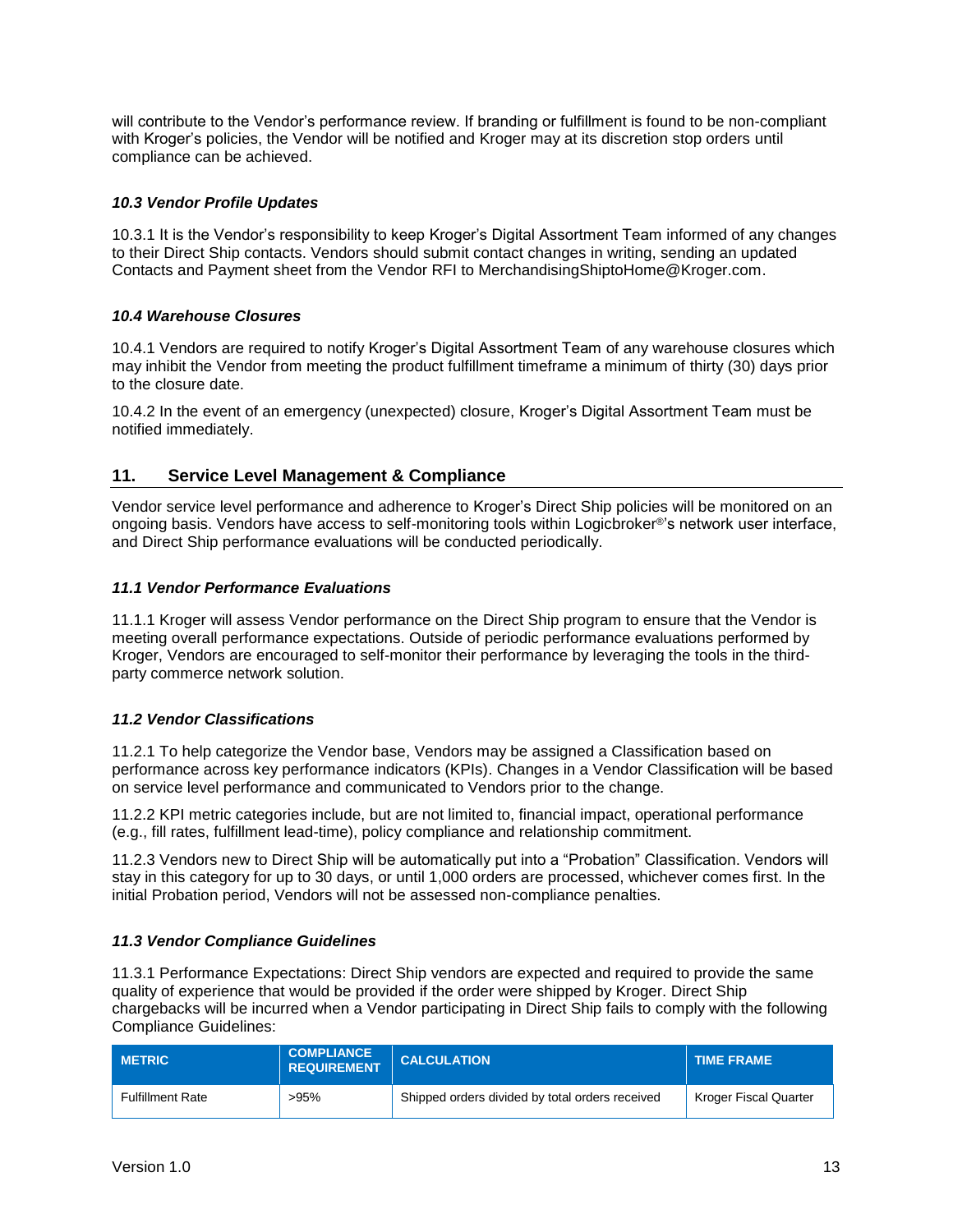will contribute to the Vendor's performance review. If branding or fulfillment is found to be non-compliant with Kroger's policies, the Vendor will be notified and Kroger may at its discretion stop orders until compliance can be achieved.

### *10.3 Vendor Profile Updates*

10.3.1 It is the Vendor's responsibility to keep Kroger's Digital Assortment Team informed of any changes to their Direct Ship contacts. Vendors should submit contact changes in writing, sending an updated Contacts and Payment sheet from the Vendor RFI to MerchandisingShiptoHome@Kroger.com.

### *10.4 Warehouse Closures*

10.4.1 Vendors are required to notify Kroger's Digital Assortment Team of any warehouse closures which may inhibit the Vendor from meeting the product fulfillment timeframe a minimum of thirty (30) days prior to the closure date.

10.4.2 In the event of an emergency (unexpected) closure, Kroger's Digital Assortment Team must be notified immediately.

## 11. Service Level Management & Compliance

Vendor service level performance and adherence to Kroger's Direct Ship policies will be monitored on an ongoing basis. Vendors have access to self-monitoring tools within Logicbroker®'s network user interface, and Direct Ship performance evaluations will be conducted periodically.

### *11.1 Vendor Performance Evaluations*

11.1.1 Kroger will assess Vendor performance on the Direct Ship program to ensure that the Vendor is meeting overall performance expectations. Outside of periodic performance evaluations performed by Kroger, Vendors are encouraged to self-monitor their performance by leveraging the tools in the third-party commerce network solution.

### *11.2 Vendor Classifications*

11.2.1 To help categorize the Vendor base, Vendors may be assigned a Classification based on performance across key performance indicators (KPIs). Changes in a Vendor Classification will be based on service level performance and communicated to Vendors prior to the change.

11.2.2 KPI metric categories include, but are not limited to, financial impact, operational performance (e.g., fill rates, fulfillment lead-time), policy compliance and relationship commitment.

11.2.3 Vendors new to Direct Ship will be automatically put into a "Probation" Classification. Vendors will stay in this category for up to 30 days, or until 1,000 orders are processed, whichever comes first. In the initial Probation period, Vendors will not be assessed non-compliance penalties.

### *11.3 Vendor Compliance Guidelines*

11.3.1 Performance Expectations: Direct Ship vendors are expected and required to provide the same quality of experience that would be provided if the order were shipped by Kroger. Direct Ship chargebacks will be incurred when a Vendor participating in Direct Ship fails to comply with the following Compliance Guidelines:

| METRIC | COMPLIANCE REQUIREMENT | CALCULATION | TIME FRAME |
|---|---|---|---|
| Fulfillment Rate | >95% | Shipped orders divided by total orders received | Kroger Fiscal Quarter |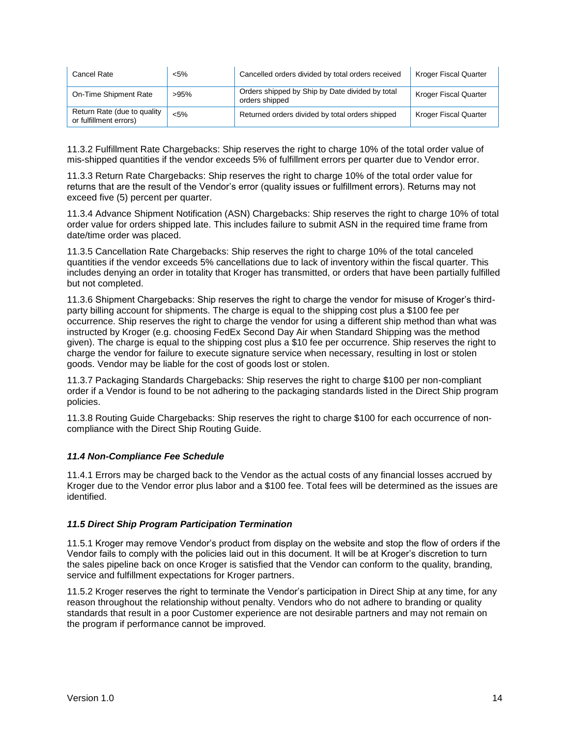| Cancel Rate | <5% | Cancelled orders divided by total orders received | Kroger Fiscal Quarter |
|---|---|---|---|
| On-Time Shipment Rate | >95% | Orders shipped by Ship by Date divided by total orders shipped | Kroger Fiscal Quarter |
| Return Rate (due to quality or fulfillment errors) | <5% | Returned orders divided by total orders shipped | Kroger Fiscal Quarter |

11.3.2 Fulfillment Rate Chargebacks: Ship reserves the right to charge 10% of the total order value of mis-shipped quantities if the vendor exceeds 5% of fulfillment errors per quarter due to Vendor error.

11.3.3 Return Rate Chargebacks: Ship reserves the right to charge 10% of the total order value for returns that are the result of the Vendor's error (quality issues or fulfillment errors). Returns may not exceed five (5) percent per quarter.

11.3.4 Advance Shipment Notification (ASN) Chargebacks: Ship reserves the right to charge 10% of total order value for orders shipped late. This includes failure to submit ASN in the required time frame from date/time order was placed.

11.3.5 Cancellation Rate Chargebacks: Ship reserves the right to charge 10% of the total canceled quantities if the vendor exceeds 5% cancellations due to lack of inventory within the fiscal quarter. This includes denying an order in totality that Kroger has transmitted, or orders that have been partially fulfilled but not completed.

11.3.6 Shipment Chargebacks: Ship reserves the right to charge the vendor for misuse of Kroger's third-party billing account for shipments. The charge is equal to the shipping cost plus a $100 fee per occurrence. Ship reserves the right to charge the vendor for using a different ship method than what was instructed by Kroger (e.g. choosing FedEx Second Day Air when Standard Shipping was the method given). The charge is equal to the shipping cost plus a $10 fee per occurrence. Ship reserves the right to charge the vendor for failure to execute signature service when necessary, resulting in lost or stolen goods. Vendor may be liable for the cost of goods lost or stolen.

11.3.7 Packaging Standards Chargebacks: Ship reserves the right to charge $100 per non-compliant order if a Vendor is found to be not adhering to the packaging standards listed in the Direct Ship program policies.

11.3.8 Routing Guide Chargebacks: Ship reserves the right to charge $100 for each occurrence of non-compliance with the Direct Ship Routing Guide.

### *11.4 Non-Compliance Fee Schedule*

11.4.1 Errors may be charged back to the Vendor as the actual costs of any financial losses accrued by Kroger due to the Vendor error plus labor and a $100 fee. Total fees will be determined as the issues are identified.

### *11.5 Direct Ship Program Participation Termination*

11.5.1 Kroger may remove Vendor's product from display on the website and stop the flow of orders if the Vendor fails to comply with the policies laid out in this document. It will be at Kroger's discretion to turn the sales pipeline back on once Kroger is satisfied that the Vendor can conform to the quality, branding, service and fulfillment expectations for Kroger partners.

11.5.2 Kroger reserves the right to terminate the Vendor's participation in Direct Ship at any time, for any reason throughout the relationship without penalty. Vendors who do not adhere to branding or quality standards that result in a poor Customer experience are not desirable partners and may not remain on the program if performance cannot be improved.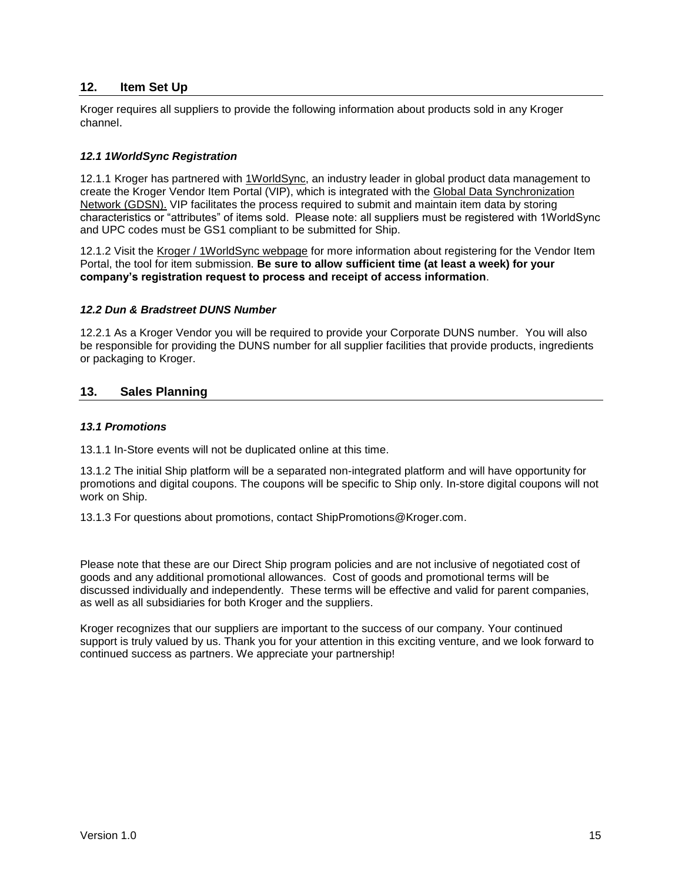## 12. Item Set Up

Kroger requires all suppliers to provide the following information about products sold in any Kroger channel.

### *12.1 1WorldSync Registration*

12.1.1 Kroger has partnered with 1WorldSync, an industry leader in global product data management to create the Kroger Vendor Item Portal (VIP), which is integrated with the Global Data Synchronization Network (GDSN). VIP facilitates the process required to submit and maintain item data by storing characteristics or "attributes" of items sold. Please note: all suppliers must be registered with 1WorldSync and UPC codes must be GS1 compliant to be submitted for Ship.

12.1.2 Visit the Kroger / 1WorldSync webpage for more information about registering for the Vendor Item Portal, the tool for item submission. **Be sure to allow sufficient time (at least a week) for your company's registration request to process and receipt of access information**.

### *12.2 Dun & Bradstreet DUNS Number*

12.2.1 As a Kroger Vendor you will be required to provide your Corporate DUNS number. You will also be responsible for providing the DUNS number for all supplier facilities that provide products, ingredients or packaging to Kroger.

## 13. Sales Planning

### *13.1 Promotions*

13.1.1 In-Store events will not be duplicated online at this time.

13.1.2 The initial Ship platform will be a separated non-integrated platform and will have opportunity for promotions and digital coupons. The coupons will be specific to Ship only. In-store digital coupons will not work on Ship.

13.1.3 For questions about promotions, contact ShipPromotions@Kroger.com.

Please note that these are our Direct Ship program policies and are not inclusive of negotiated cost of goods and any additional promotional allowances. Cost of goods and promotional terms will be discussed individually and independently. These terms will be effective and valid for parent companies, as well as all subsidiaries for both Kroger and the suppliers.

Kroger recognizes that our suppliers are important to the success of our company. Your continued support is truly valued by us. Thank you for your attention in this exciting venture, and we look forward to continued success as partners. We appreciate your partnership!